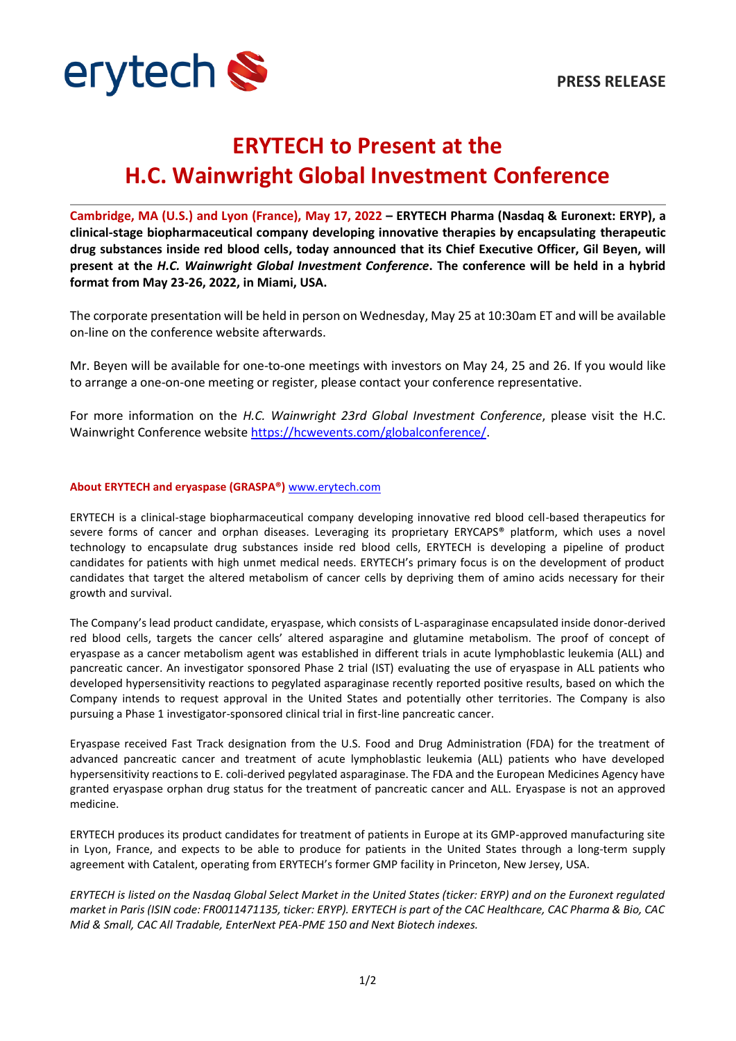PRESS RELEASE

# ERYTECH to Present at the H.C. Wainwright Global Investment Conference

**Cambridge, MA (U.S.) and Lyon (France), May 17, 2022 – ERYTECH Pharma (Nasdaq & Euronext: ERYP), a clinical-stage biopharmaceutical company developing innovative therapies by encapsulating therapeutic drug substances inside red blood cells, today announced that its Chief Executive Officer, Gil Beyen, will present at the *H.C. Wainwright Global Investment Conference*. The conference will be held in a hybrid format from May 23-26, 2022, in Miami, USA.**

The corporate presentation will be held in person on Wednesday, May 25 at 10:30am ET and will be available on-line on the conference website afterwards.

Mr. Beyen will be available for one-to-one meetings with investors on May 24, 25 and 26. If you would like to arrange a one-on-one meeting or register, please contact your conference representative.

For more information on the *H.C. Wainwright 23rd Global Investment Conference*, please visit the H.C. Wainwright Conference website https://hcwevents.com/globalconference/.

**About ERYTECH and eryaspase (GRASPA®)** www.erytech.com

ERYTECH is a clinical-stage biopharmaceutical company developing innovative red blood cell-based therapeutics for severe forms of cancer and orphan diseases. Leveraging its proprietary ERYCAPS® platform, which uses a novel technology to encapsulate drug substances inside red blood cells, ERYTECH is developing a pipeline of product candidates for patients with high unmet medical needs. ERYTECH's primary focus is on the development of product candidates that target the altered metabolism of cancer cells by depriving them of amino acids necessary for their growth and survival.

The Company's lead product candidate, eryaspase, which consists of L-asparaginase encapsulated inside donor-derived red blood cells, targets the cancer cells' altered asparagine and glutamine metabolism. The proof of concept of eryaspase as a cancer metabolism agent was established in different trials in acute lymphoblastic leukemia (ALL) and pancreatic cancer. An investigator sponsored Phase 2 trial (IST) evaluating the use of eryaspase in ALL patients who developed hypersensitivity reactions to pegylated asparaginase recently reported positive results, based on which the Company intends to request approval in the United States and potentially other territories. The Company is also pursuing a Phase 1 investigator-sponsored clinical trial in first-line pancreatic cancer.

Eryaspase received Fast Track designation from the U.S. Food and Drug Administration (FDA) for the treatment of advanced pancreatic cancer and treatment of acute lymphoblastic leukemia (ALL) patients who have developed hypersensitivity reactions to E. coli-derived pegylated asparaginase. The FDA and the European Medicines Agency have granted eryaspase orphan drug status for the treatment of pancreatic cancer and ALL. Eryaspase is not an approved medicine.

ERYTECH produces its product candidates for treatment of patients in Europe at its GMP-approved manufacturing site in Lyon, France, and expects to be able to produce for patients in the United States through a long-term supply agreement with Catalent, operating from ERYTECH's former GMP facility in Princeton, New Jersey, USA.

*ERYTECH is listed on the Nasdaq Global Select Market in the United States (ticker: ERYP) and on the Euronext regulated market in Paris (ISIN code: FR0011471135, ticker: ERYP). ERYTECH is part of the CAC Healthcare, CAC Pharma & Bio, CAC Mid & Small, CAC All Tradable, EnterNext PEA-PME 150 and Next Biotech indexes.*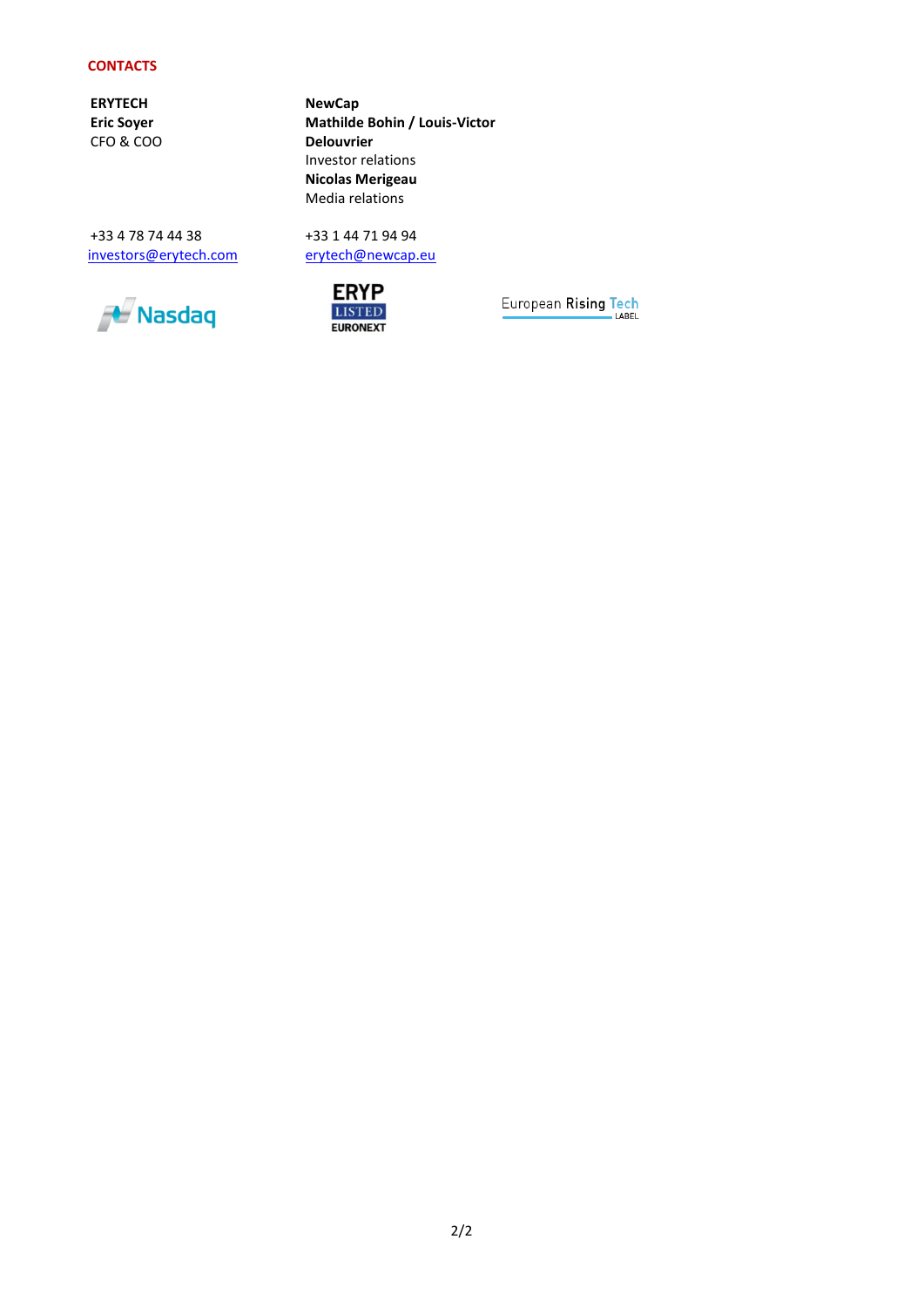**CONTACTS**

| | |
|---|---|
| **ERYTECH**<br>**Eric Soyer**<br>CFO & COO | **NewCap**<br>**Mathilde Bohin / Louis-Victor Delouvrier**<br>Investor relations<br>**Nicolas Merigeau**<br>Media relations |
| +33 4 78 74 44 38<br>investors@erytech.com | +33 1 44 71 94 94<br>erytech@newcap.eu |

Nasdaq

ERYP LISTED EURONEXT

European Rising Tech LABEL